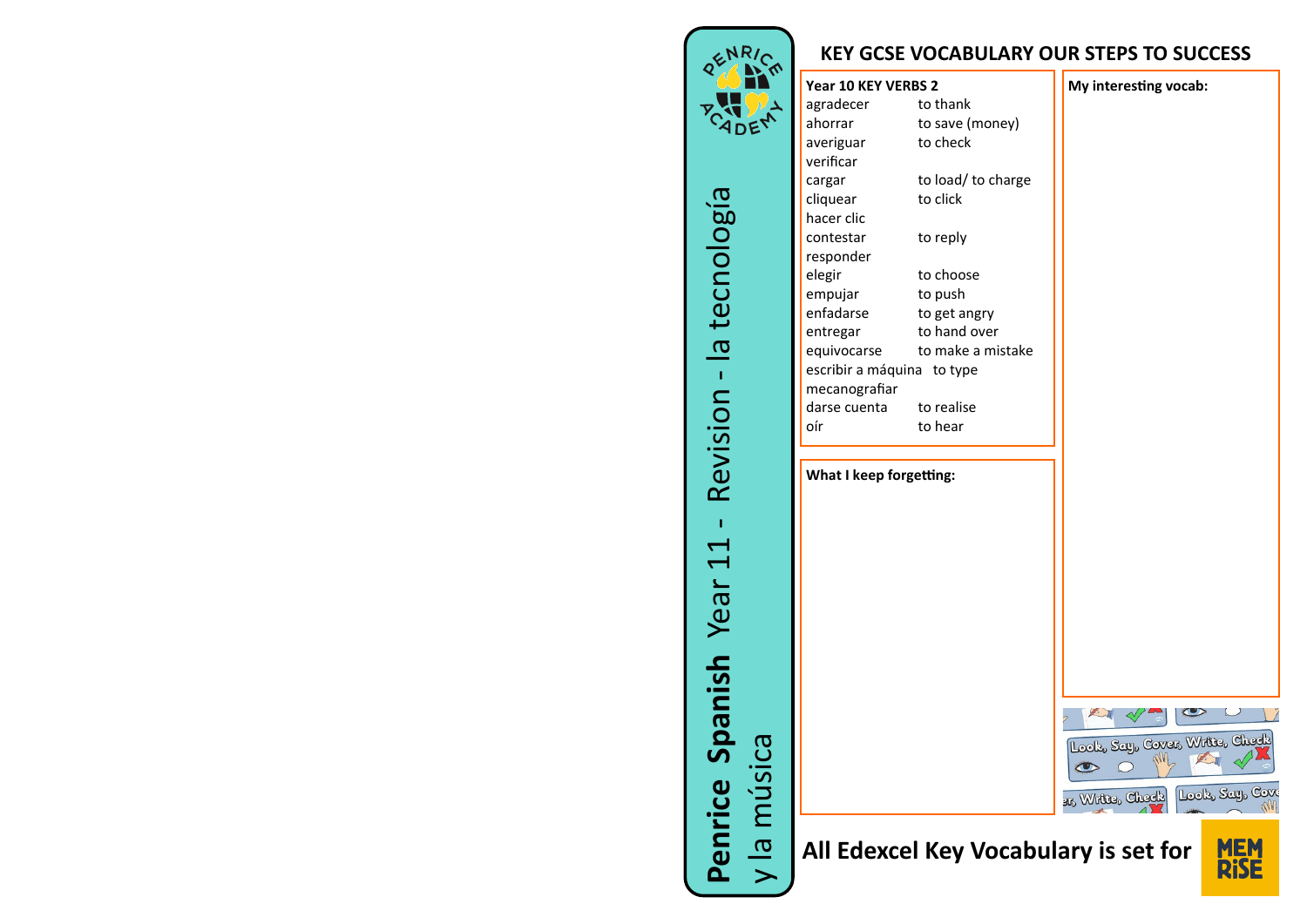# Penrice Spanish Year 11 - Revision - la tecnología y la música

## KEY GCSE VOCABULARY OUR STEPS TO SUCCESS

**Year 10 KEY VERBS 2**

| Spanish | English |
|---|---|
| agradecer | to thank |
| ahorrar | to save (money) |
| averiguar / verificar | to check |
| cargar | to load/ to charge |
| cliquear / hacer clic | to click |
| contestar / responder | to reply |
| elegir | to choose |
| empujar | to push |
| enfadarse | to get angry |
| entregar | to hand over |
| equivocarse | to make a mistake |
| escribir a máquina / mecanografiar | to type |
| darse cuenta | to realise |
| oír | to hear |

**My interesting vocab:**

**What I keep forgetting:**

Look, Say, Cover, Write, Check

**All Edexcel Key Vocabulary is set for** MEMRISE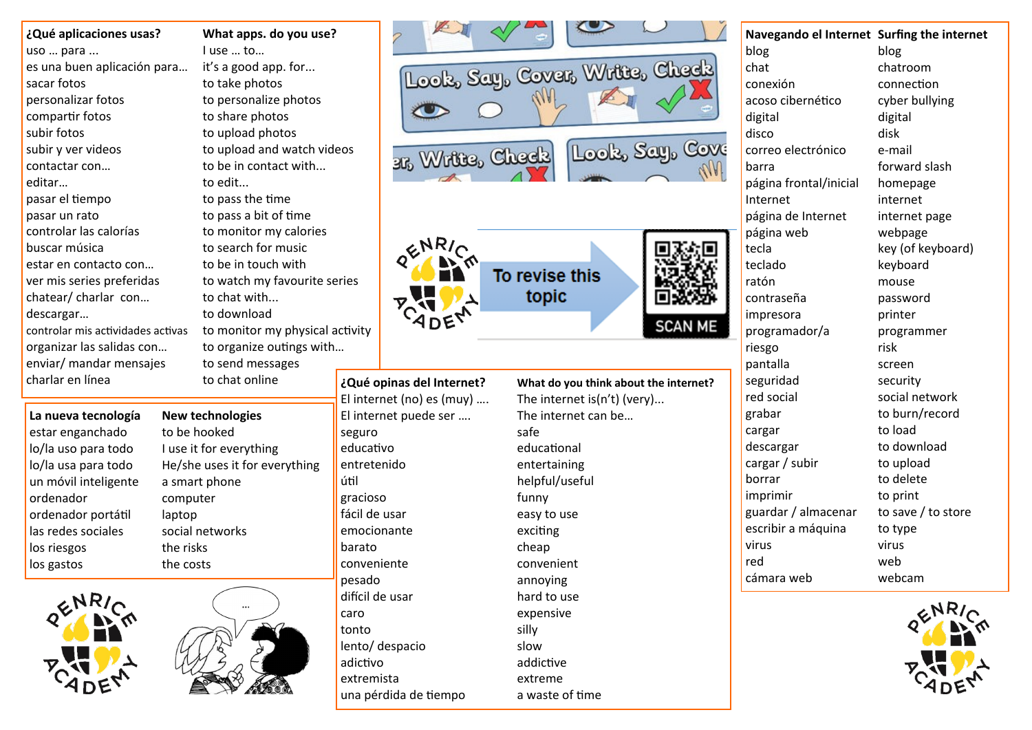| ¿Qué aplicaciones usas? | What apps. do you use? |
|---|---|
| uso … para … | I use … to… |
| es una buen aplicación para… | it's a good app. for… |
| sacar fotos | to take photos |
| personalizar fotos | to personalize photos |
| compartir fotos | to share photos |
| subir fotos | to upload photos |
| subir y ver videos | to upload and watch videos |
| contactar con… | to be in contact with... |
| editar… | to edit... |
| pasar el tiempo | to pass the time |
| pasar un rato | to pass a bit of time |
| controlar las calorías | to monitor my calories |
| buscar música | to search for music |
| estar en contacto con… | to be in touch with |
| ver mis series preferidas | to watch my favourite series |
| chatear/ charlar con… | to chat with... |
| descargar… | to download |
| controlar mis actividades activas | to monitor my physical activity |
| organizar las salidas con… | to organize outings with… |
| enviar/ mandar mensajes | to send messages |
| charlar en línea | to chat online |

Look, Say, Cover, Write, Check

To revise this topic — SCAN ME

| La nueva tecnología | New technologies |
|---|---|
| estar enganchado | to be hooked |
| lo/la uso para todo | I use it for everything |
| lo/la usa para todo | He/she uses it for everything |
| un móvil inteligente | a smart phone |
| ordenador | computer |
| ordenador portátil | laptop |
| las redes sociales | social networks |
| los riesgos | the risks |
| los gastos | the costs |

| ¿Qué opinas del Internet? | What do you think about the internet? |
|---|---|
| El internet (no) es (muy) …. | The internet is(n't) (very)... |
| El internet puede ser …. | The internet can be… |
| seguro | safe |
| educativo | educational |
| entretenido | entertaining |
| útil | helpful/useful |
| gracioso | funny |
| fácil de usar | easy to use |
| emocionante | exciting |
| barato | cheap |
| conveniente | convenient |
| pesado | annoying |
| difícil de usar | hard to use |
| caro | expensive |
| tonto | silly |
| lento/ despacio | slow |
| adictivo | addictive |
| extremista | extreme |
| una pérdida de tiempo | a waste of time |

| Navegando el Internet | Surfing the internet |
|---|---|
| blog | blog |
| chat | chatroom |
| conexión | connection |
| acoso cibernético | cyber bullying |
| digital | digital |
| disco | disk |
| correo electrónico | e-mail |
| barra | forward slash |
| página frontal/inicial | homepage |
| Internet | internet |
| página de Internet | internet page |
| página web | webpage |
| tecla | key (of keyboard) |
| teclado | keyboard |
| ratón | mouse |
| contraseña | password |
| impresora | printer |
| programador/a | programmer |
| riesgo | risk |
| pantalla | screen |
| seguridad | security |
| red social | social network |
| grabar | to burn/record |
| cargar | to load |
| descargar | to download |
| cargar / subir | to upload |
| borrar | to delete |
| imprimir | to print |
| guardar / almacenar | to save / to store |
| escribir a máquina | to type |
| virus | virus |
| red | web |
| cámara web | webcam |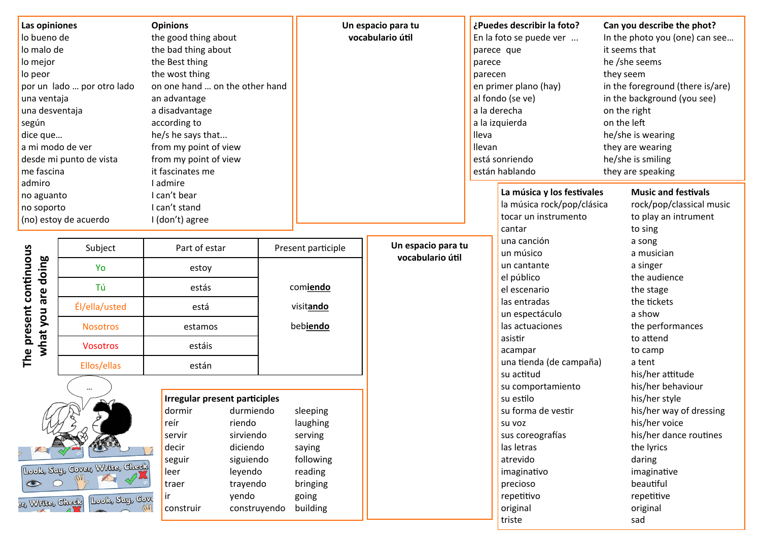| Las opiniones | Opinions |
|---|---|
| lo bueno de | the good thing about |
| lo malo de | the bad thing about |
| lo mejor | the Best thing |
| lo peor | the wost thing |
| por un lado … por otro lado | on one hand … on the other hand |
| una ventaja | an advantage |
| una desventaja | a disadvantage |
| según | according to |
| dice que… | he/s he says that... |
| a mi modo de ver | from my point of view |
| desde mi punto de vista | from my point of view |
| me fascina | it fascinates me |
| admiro | I admire |
| no aguanto | I can't bear |
| no soporto | I can't stand |
| (no) estoy de acuerdo | I (don't) agree |

**Un espacio para tu vocabulario útil**

| ¿Puedes describir la foto? | Can you describe the phot? |
|---|---|
| En la foto se puede ver … | In the photo you (one) can see… |
| parece que | it seems that |
| parece | he /she seems |
| parecen | they seem |
| en primer plano (hay) | in the foreground (there is/are) |
| al fondo (se ve) | in the background (you see) |
| a la derecha | on the right |
| a la izquierda | on the left |
| lleva | he/she is wearing |
| llevan | they are wearing |
| está sonriendo | he/she is smiling |
| están hablando | they are speaking |

## The present continuous – what you are doing

| Subject | Part of estar | Present participle |
|---|---|---|
| Yo | estoy | |
| Tú | estás | com**iendo** |
| Él/ella/usted | está | visit**ando** |
| Nosotros | estamos | beb**iendo** |
| Vosotros | estáis | |
| Ellos/ellas | están | |

**Un espacio para tu vocabulario útil**

| La música y los festivales | Music and festivals |
|---|---|
| la música rock/pop/clásica | rock/pop/classical music |
| tocar un instrumento | to play an intrument |
| cantar | to sing |
| una canción | a song |
| un músico | a musician |
| un cantante | a singer |
| el público | the audience |
| el escenario | the stage |
| las entradas | the tickets |
| un espectáculo | a show |
| las actuaciones | the performances |
| asistir | to attend |
| acampar | to camp |
| una tienda (de campaña) | a tent |
| su actitud | his/her attitude |
| su comportamiento | his/her behaviour |
| su estilo | his/her style |
| su forma de vestir | his/her way of dressing |
| su voz | his/her voice |
| sus coreografías | his/her dance routines |
| las letras | the lyrics |
| atrevido | daring |
| imaginativo | imaginative |
| precioso | beautiful |
| repetitivo | repetitive |
| original | original |
| triste | sad |

**Irregular present participles**

| | | |
|---|---|---|
| dormir | durmiendo | sleeping |
| reír | riendo | laughing |
| servir | sirviendo | serving |
| decir | diciendo | saying |
| seguir | siguiendo | following |
| leer | leyendo | reading |
| traer | trayendo | bringing |
| ir | yendo | going |
| construir | construyendo | building |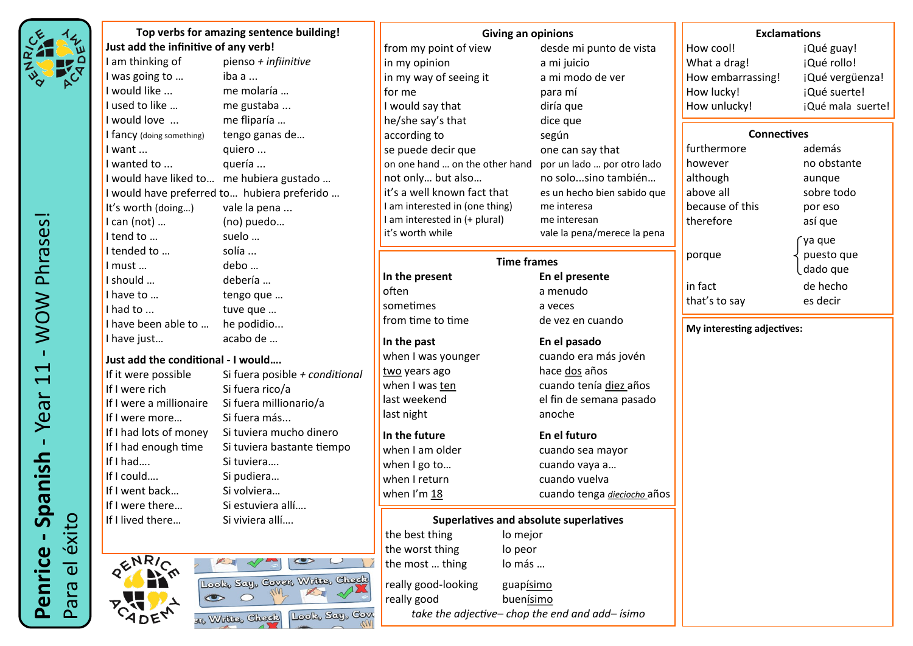# Penrice - Spanish - Year 11 - WOW Phrases!

Para el éxito

## Top verbs for amazing sentence building!

**Just add the infinitive of any verb!**

| | |
|---|---|
| I am thinking of | pienso + *infiinitive* |
| I was going to ... | iba a ... |
| I would like ... | me molaría ... |
| I used to like ... | me gustaba ... |
| I would love ... | me flipa​ría ... |
| I fancy (doing something) | tengo ganas de… |
| I want ... | quiero ... |
| I wanted to ... | quería ... |
| I would have liked to… | me hubiera gustado ... |
| I would have preferred to… | hubiera preferido ... |
| It's worth (doing…) | vale la pena ... |
| I can (not) ... | (no) puedo… |
| I tend to ... | suelo ... |
| I tended to ... | solía ... |
| I must ... | debo ... |
| I should ... | debería ... |
| I have to ... | tengo que ... |
| I had to ... | tuve que ... |
| I have been able to ... | he podidio... |
| I have just… | acabo de ... |

**Just add the conditional - I would….**

| | |
|---|---|
| If it were possible | Si fuera posible + *conditional* |
| If I were rich | Si fuera rico/a |
| If I were a millionaire | Si fuera millionario/a |
| If I were more… | Si fuera más... |
| If I had lots of money | Si tuviera mucho dinero |
| If I had enough time | Si tuviera bastante tiempo |
| If I had…. | Si tuviera…. |
| If I could…. | Si pudiera… |
| If I went back… | Si volviera… |
| If I were there… | Si estuviera allí…. |
| If I lived there… | Si viviera allí…. |

## Giving an opinions

| | |
|---|---|
| from my point of view | desde mi punto de vista |
| in my opinion | a mi juicio |
| in my way of seeing it | a mi modo de ver |
| for me | para mí |
| I would say that | diría que |
| he/she say's that | dice que |
| according to | según |
| se puede decir que | one can say that |
| on one hand … on the other hand | por un lado … por otro lado |
| not only… but also… | no solo...sino también… |
| it's a well known fact that | es un hecho bien sabido que |
| I am interested in (one thing) | me interesa |
| I am interested in (+ plural) | me interesan |
| it's worth while | vale la pena/merece la pena |

## Time frames

| | |
|---|---|
| **In the present** | **En el presente** |
| often | a menudo |
| sometimes | a veces |
| from time to time | de vez en cuando |
| **In the past** | **En el pasado** |
| when I was younger | cuando era más jovén |
| two years ago | hace dos años |
| when I was ten | cuando tenía diez años |
| last weekend | el fin de semana pasado |
| last night | anoche |
| **In the future** | **En el futuro** |
| when I am older | cuando sea mayor |
| when I go to… | cuando vaya a… |
| when I return | cuando vuelva |
| when I'm 18 | cuando tenga *dieciocho* años |

## Superlatives and absolute superlatives

| | |
|---|---|
| the best thing | lo mejor |
| the worst thing | lo peor |
| the most … thing | lo más … |
| really good-looking | guapísimo |
| really good | buenísimo |

*take the adjective– chop the end and add– ísimo*

## Exclamations

| | |
|---|---|
| How cool! | ¡Qué guay! |
| What a drag! | ¡Qué rollo! |
| How embarrassing! | ¡Qué vergüenza! |
| How lucky! | ¡Qué suerte! |
| How unlucky! | ¡Qué mala suerte! |

## Connectives

| | |
|---|---|
| furthermore | además |
| however | no obstante |
| although | aunque |
| above all | sobre todo |
| because of this | por eso |
| therefore | así que |
| porque | ya que / puesto que / dado que |
| in fact | de hecho |
| that's to say | es decir |

**My interesting adjectives:**

Look, Say, Cover, Write, Check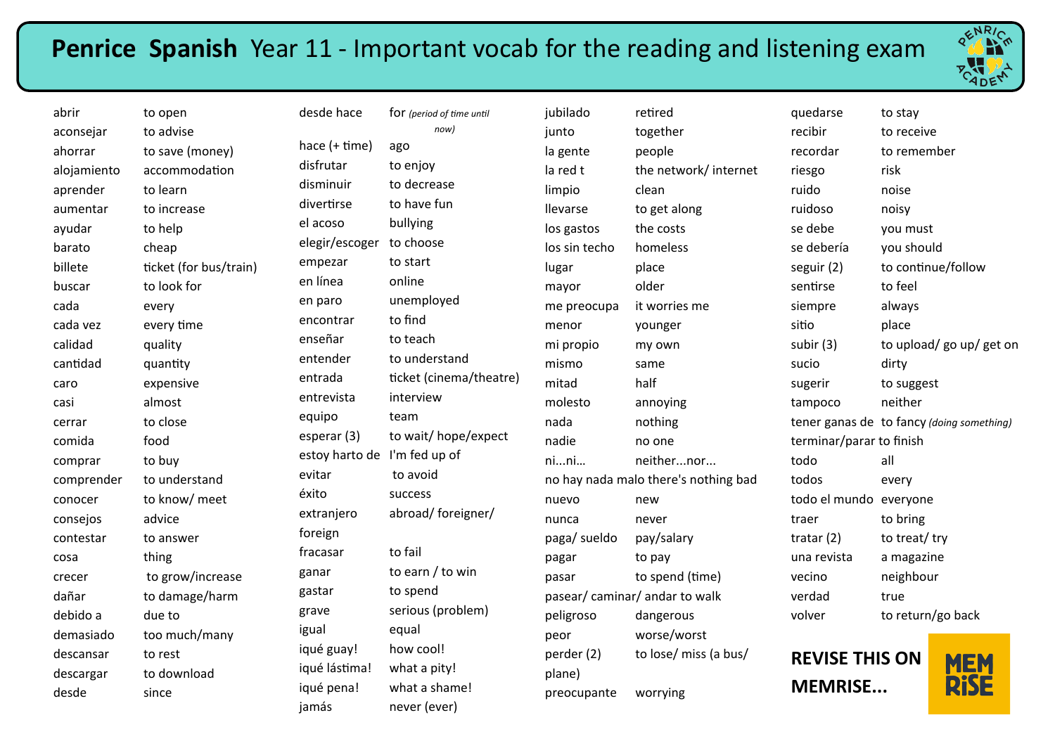# **Penrice Spanish** Year 11 - Important vocab for the reading and listening exam

| | |
|---|---|
| abrir | to open |
| aconsejar | to advise |
| ahorrar | to save (money) |
| alojamiento | accommodation |
| aprender | to learn |
| aumentar | to increase |
| ayudar | to help |
| barato | cheap |
| billete | ticket (for bus/train) |
| buscar | to look for |
| cada | every |
| cada vez | every time |
| calidad | quality |
| cantidad | quantity |
| caro | expensive |
| casi | almost |
| cerrar | to close |
| comida | food |
| comprar | to buy |
| comprender | to understand |
| conocer | to know/ meet |
| consejos | advice |
| contestar | to answer |
| cosa | thing |
| crecer | to grow/increase |
| dañar | to damage/harm |
| debido a | due to |
| demasiado | too much/many |
| descansar | to rest |
| descargar | to download |
| desde | since |
| desde hace | for *(period of time until now)* |
| hace (+ time) | ago |
| disfrutar | to enjoy |
| disminuir | to decrease |
| divertirse | to have fun |
| el acoso | bullying |
| elegir/escoger | to choose |
| empezar | to start |
| en línea | online |
| en paro | unemployed |
| encontrar | to find |
| enseñar | to teach |
| entender | to understand |
| entrada | ticket (cinema/theatre) |
| entrevista | interview |
| equipo | team |
| esperar (3) | to wait/ hope/expect |
| estoy harto de | I'm fed up of |
| evitar | to avoid |
| éxito | success |
| extranjero | abroad/ foreigner/ foreign |
| fracasar | to fail |
| ganar | to earn / to win |
| gastar | to spend |
| grave | serious (problem) |
| igual | equal |
| ¡qué guay! | how cool! |
| ¡qué lástima! | what a pity! |
| ¡qué pena! | what a shame! |
| jamás | never (ever) |
| jubilado | retired |
| junto | together |
| la gente | people |
| la red t | the network/ internet |
| limpio | clean |
| llevarse | to get along |
| los gastos | the costs |
| los sin techo | homeless |
| lugar | place |
| mayor | older |
| me preocupa | it worries me |
| menor | younger |
| mi propio | my own |
| mismo | same |
| mitad | half |
| molesto | annoying |
| nada | nothing |
| nadie | no one |
| ni...ni... | neither...nor... |
| no hay nada malo | there's nothing bad |
| nuevo | new |
| nunca | never |
| paga/ sueldo | pay/salary |
| pagar | to pay |
| pasar | to spend (time) |
| pasear/ caminar/ andar | to walk |
| peligroso | dangerous |
| peor | worse/worst |
| perder (2) | to lose/ miss (a bus/ plane) |
| preocupante | worrying |
| quedarse | to stay |
| recibir | to receive |
| recordar | to remember |
| riesgo | risk |
| ruido | noise |
| ruidoso | noisy |
| se debe | you must |
| se debería | you should |
| seguir (2) | to continue/follow |
| sentirse | to feel |
| siempre | always |
| sitio | place |
| subir (3) | to upload/ go up/ get on |
| sucio | dirty |
| sugerir | to suggest |
| tampoco | neither |
| tener ganas de | to fancy *(doing something)* |
| terminar/parar | to finish |
| todo | all |
| todos | every |
| todo el mundo | everyone |
| traer | to bring |
| tratar (2) | to treat/ try |
| una revista | a magazine |
| vecino | neighbour |
| verdad | true |
| volver | to return/go back |

**REVISE THIS ON MEMRISE...**